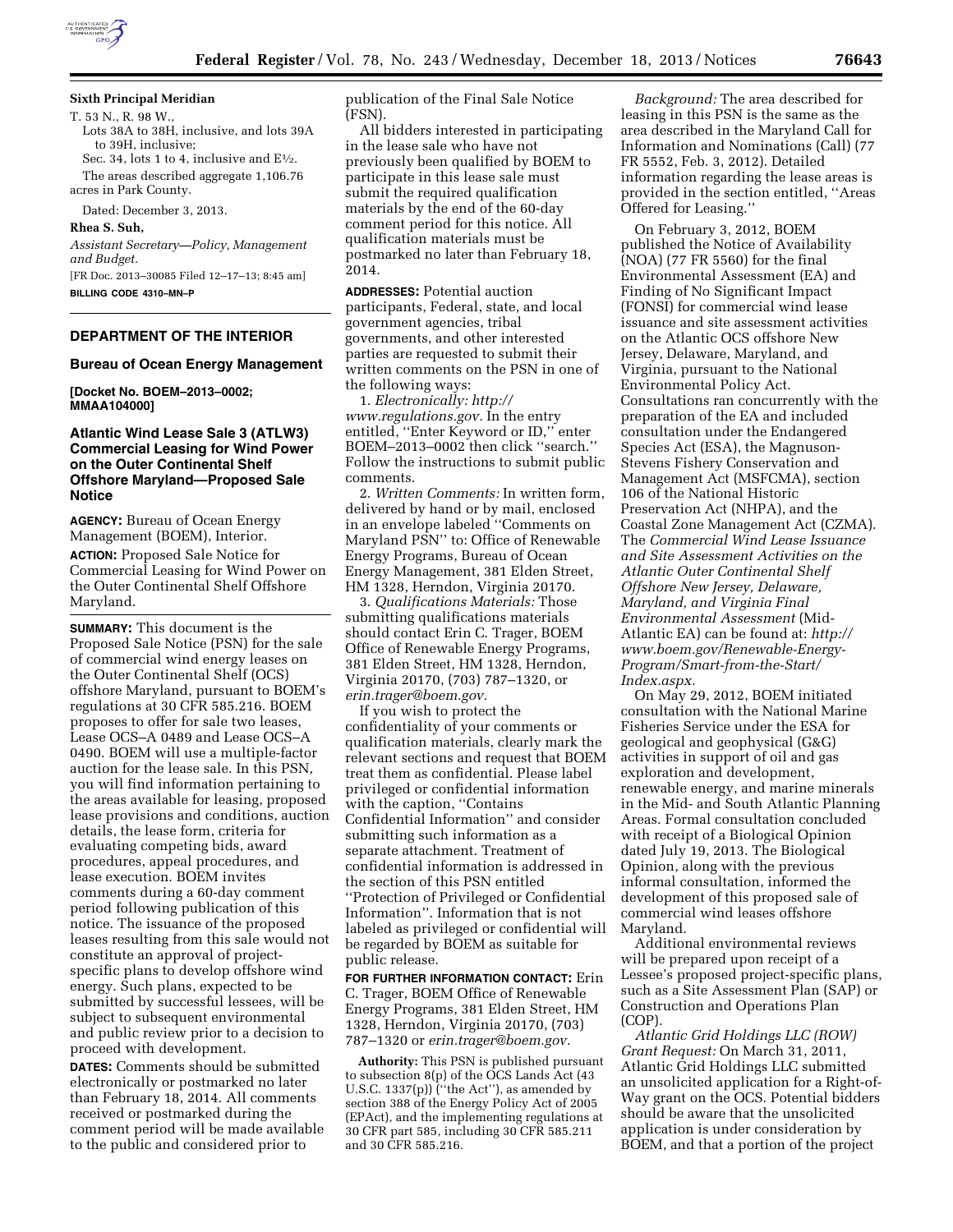**Sixth Principal Meridian**

T. 53 N., R. 98 W.,

Lots 38A to 38H, inclusive, and lots 39A to 39H, inclusive;

Sec. 34, lots 1 to 4, inclusive and E½.

The areas described aggregate 1,106.76 acres in Park County.

Dated: December 3, 2013.

**Rhea S. Suh,**

*Assistant Secretary—Policy, Management and Budget.*

[FR Doc. 2013–30085 Filed 12–17–13; 8:45 am]

**BILLING CODE 4310–MN–P**

## DEPARTMENT OF THE INTERIOR

### Bureau of Ocean Energy Management

**[Docket No. BOEM–2013–0002; MMAA104000]**

### Atlantic Wind Lease Sale 3 (ATLW3) Commercial Leasing for Wind Power on the Outer Continental Shelf Offshore Maryland—Proposed Sale Notice

**AGENCY:** Bureau of Ocean Energy Management (BOEM), Interior.

**ACTION:** Proposed Sale Notice for Commercial Leasing for Wind Power on the Outer Continental Shelf Offshore Maryland.

**SUMMARY:** This document is the Proposed Sale Notice (PSN) for the sale of commercial wind energy leases on the Outer Continental Shelf (OCS) offshore Maryland, pursuant to BOEM's regulations at 30 CFR 585.216. BOEM proposes to offer for sale two leases, Lease OCS–A 0489 and Lease OCS–A 0490. BOEM will use a multiple-factor auction for the lease sale. In this PSN, you will find information pertaining to the areas available for leasing, proposed lease provisions and conditions, auction details, the lease form, criteria for evaluating competing bids, award procedures, appeal procedures, and lease execution. BOEM invites comments during a 60-day comment period following publication of this notice. The issuance of the proposed leases resulting from this sale would not constitute an approval of project-specific plans to develop offshore wind energy. Such plans, expected to be submitted by successful lessees, will be subject to subsequent environmental and public review prior to a decision to proceed with development.

**DATES:** Comments should be submitted electronically or postmarked no later than February 18, 2014. All comments received or postmarked during the comment period will be made available to the public and considered prior to publication of the Final Sale Notice (FSN).

All bidders interested in participating in the lease sale who have not previously been qualified by BOEM to participate in this lease sale must submit the required qualification materials by the end of the 60-day comment period for this notice. All qualification materials must be postmarked no later than February 18, 2014.

**ADDRESSES:** Potential auction participants, Federal, state, and local government agencies, tribal governments, and other interested parties are requested to submit their written comments on the PSN in one of the following ways:

1. *Electronically: http://www.regulations.gov.* In the entry entitled, ''Enter Keyword or ID,'' enter BOEM–2013–0002 then click ''search.'' Follow the instructions to submit public comments.

2. *Written Comments:* In written form, delivered by hand or by mail, enclosed in an envelope labeled ''Comments on Maryland PSN'' to: Office of Renewable Energy Programs, Bureau of Ocean Energy Management, 381 Elden Street, HM 1328, Herndon, Virginia 20170.

3. *Qualifications Materials:* Those submitting qualifications materials should contact Erin C. Trager, BOEM Office of Renewable Energy Programs, 381 Elden Street, HM 1328, Herndon, Virginia 20170, (703) 787–1320, or *erin.trager@boem.gov.*

If you wish to protect the confidentiality of your comments or qualification materials, clearly mark the relevant sections and request that BOEM treat them as confidential. Please label privileged or confidential information with the caption, ''Contains Confidential Information'' and consider submitting such information as a separate attachment. Treatment of confidential information is addressed in the section of this PSN entitled ''Protection of Privileged or Confidential Information''. Information that is not labeled as privileged or confidential will be regarded by BOEM as suitable for public release.

**FOR FURTHER INFORMATION CONTACT:** Erin C. Trager, BOEM Office of Renewable Energy Programs, 381 Elden Street, HM 1328, Herndon, Virginia 20170, (703) 787–1320 or *erin.trager@boem.gov.*

**Authority:** This PSN is published pursuant to subsection 8(p) of the OCS Lands Act (43 U.S.C. 1337(p)) (''the Act''), as amended by section 388 of the Energy Policy Act of 2005 (EPAct), and the implementing regulations at 30 CFR part 585, including 30 CFR 585.211 and 30 CFR 585.216.

*Background:* The area described for leasing in this PSN is the same as the area described in the Maryland Call for Information and Nominations (Call) (77 FR 5552, Feb. 3, 2012). Detailed information regarding the lease areas is provided in the section entitled, ''Areas Offered for Leasing.''

On February 3, 2012, BOEM published the Notice of Availability (NOA) (77 FR 5560) for the final Environmental Assessment (EA) and Finding of No Significant Impact (FONSI) for commercial wind lease issuance and site assessment activities on the Atlantic OCS offshore New Jersey, Delaware, Maryland, and Virginia, pursuant to the National Environmental Policy Act. Consultations ran concurrently with the preparation of the EA and included consultation under the Endangered Species Act (ESA), the Magnuson-Stevens Fishery Conservation and Management Act (MSFCMA), section 106 of the National Historic Preservation Act (NHPA), and the Coastal Zone Management Act (CZMA). The *Commercial Wind Lease Issuance and Site Assessment Activities on the Atlantic Outer Continental Shelf Offshore New Jersey, Delaware, Maryland, and Virginia Final Environmental Assessment* (Mid-Atlantic EA) can be found at: *http://www.boem.gov/Renewable-Energy-Program/Smart-from-the-Start/Index.aspx.*

On May 29, 2012, BOEM initiated consultation with the National Marine Fisheries Service under the ESA for geological and geophysical (G&G) activities in support of oil and gas exploration and development, renewable energy, and marine minerals in the Mid- and South Atlantic Planning Areas. Formal consultation concluded with receipt of a Biological Opinion dated July 19, 2013. The Biological Opinion, along with the previous informal consultation, informed the development of this proposed sale of commercial wind leases offshore Maryland.

Additional environmental reviews will be prepared upon receipt of a Lessee's proposed project-specific plans, such as a Site Assessment Plan (SAP) or Construction and Operations Plan (COP).

*Atlantic Grid Holdings LLC (ROW) Grant Request:* On March 31, 2011, Atlantic Grid Holdings LLC submitted an unsolicited application for a Right-of-Way grant on the OCS. Potential bidders should be aware that the unsolicited application is under consideration by BOEM, and that a portion of the project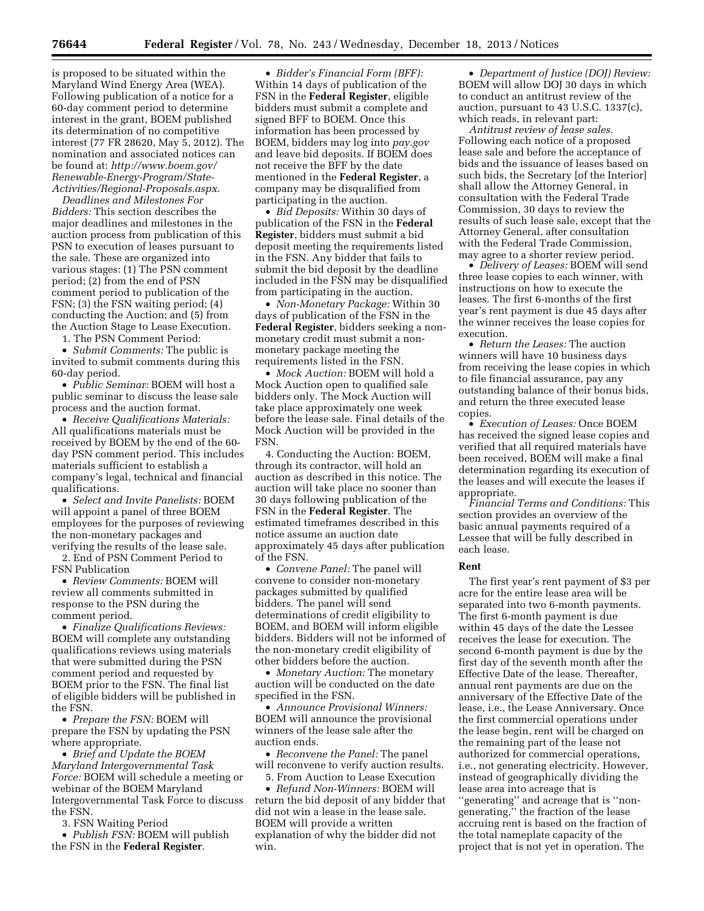is proposed to be situated within the Maryland Wind Energy Area (WEA). Following publication of a notice for a 60-day comment period to determine interest in the grant, BOEM published its determination of no competitive interest (77 FR 28620, May 5, 2012). The nomination and associated notices can be found at: *http://www.boem.gov/Renewable-Energy-Program/State-Activities/Regional-Proposals.aspx.*

*Deadlines and Milestones For Bidders:* This section describes the major deadlines and milestones in the auction process from publication of this PSN to execution of leases pursuant to the sale. These are organized into various stages: (1) The PSN comment period; (2) from the end of PSN comment period to publication of the FSN; (3) the FSN waiting period; (4) conducting the Auction; and (5) from the Auction Stage to Lease Execution.

1. The PSN Comment Period:

- *Submit Comments:* The public is invited to submit comments during this 60-day period.
- *Public Seminar:* BOEM will host a public seminar to discuss the lease sale process and the auction format.
- *Receive Qualifications Materials:* All qualifications materials must be received by BOEM by the end of the 60-day PSN comment period. This includes materials sufficient to establish a company's legal, technical and financial qualifications.
- *Select and Invite Panelists:* BOEM will appoint a panel of three BOEM employees for the purposes of reviewing the non-monetary packages and verifying the results of the lease sale.

2. End of PSN Comment Period to FSN Publication

- *Review Comments:* BOEM will review all comments submitted in response to the PSN during the comment period.
- *Finalize Qualifications Reviews:* BOEM will complete any outstanding qualifications reviews using materials that were submitted during the PSN comment period and requested by BOEM prior to the FSN. The final list of eligible bidders will be published in the FSN.
- *Prepare the FSN:* BOEM will prepare the FSN by updating the PSN where appropriate.
- *Brief and Update the BOEM Maryland Intergovernmental Task Force:* BOEM will schedule a meeting or webinar of the BOEM Maryland Intergovernmental Task Force to discuss the FSN.

3. FSN Waiting Period

- *Publish FSN:* BOEM will publish the FSN in the **Federal Register**.
- *Bidder's Financial Form (BFF):* Within 14 days of publication of the FSN in the **Federal Register**, eligible bidders must submit a complete and signed BFF to BOEM. Once this information has been processed by BOEM, bidders may log into *pay.gov* and leave bid deposits. If BOEM does not receive the BFF by the date mentioned in the **Federal Register**, a company may be disqualified from participating in the auction.
- *Bid Deposits:* Within 30 days of publication of the FSN in the **Federal Register**, bidders must submit a bid deposit meeting the requirements listed in the FSN. Any bidder that fails to submit the bid deposit by the deadline included in the FSN may be disqualified from participating in the auction.
- *Non-Monetary Package:* Within 30 days of publication of the FSN in the **Federal Register**, bidders seeking a non-monetary credit must submit a non-monetary package meeting the requirements listed in the FSN.
- *Mock Auction:* BOEM will hold a Mock Auction open to qualified sale bidders only. The Mock Auction will take place approximately one week before the lease sale. Final details of the Mock Auction will be provided in the FSN.

4. Conducting the Auction: BOEM, through its contractor, will hold an auction as described in this notice. The auction will take place no sooner than 30 days following publication of the FSN in the **Federal Register**. The estimated timeframes described in this notice assume an auction date approximately 45 days after publication of the FSN.

- *Convene Panel:* The panel will convene to consider non-monetary packages submitted by qualified bidders. The panel will send determinations of credit eligibility to BOEM, and BOEM will inform eligible bidders. Bidders will not be informed of the non-monetary credit eligibility of other bidders before the auction.
- *Monetary Auction:* The monetary auction will be conducted on the date specified in the FSN.
- *Announce Provisional Winners:* BOEM will announce the provisional winners of the lease sale after the auction ends.
- *Reconvene the Panel:* The panel will reconvene to verify auction results.

5. From Auction to Lease Execution

- *Refund Non-Winners:* BOEM will return the bid deposit of any bidder that did not win a lease in the lease sale. BOEM will provide a written explanation of why the bidder did not win.
- *Department of Justice (DOJ) Review:* BOEM will allow DOJ 30 days in which to conduct an antitrust review of the auction, pursuant to 43 U.S.C. 1337(c), which reads, in relevant part:

*Antitrust review of lease sales.* Following each notice of a proposed lease sale and before the acceptance of bids and the issuance of leases based on such bids, the Secretary [of the Interior] shall allow the Attorney General, in consultation with the Federal Trade Commission, 30 days to review the results of such lease sale, except that the Attorney General, after consultation with the Federal Trade Commission, may agree to a shorter review period.

- *Delivery of Leases:* BOEM will send three lease copies to each winner, with instructions on how to execute the leases. The first 6-months of the first year's rent payment is due 45 days after the winner receives the lease copies for execution.
- *Return the Leases:* The auction winners will have 10 business days from receiving the lease copies in which to file financial assurance, pay any outstanding balance of their bonus bids, and return the three executed lease copies.
- *Execution of Leases:* Once BOEM has received the signed lease copies and verified that all required materials have been received, BOEM will make a final determination regarding its execution of the leases and will execute the leases if appropriate.

*Financial Terms and Conditions:* This section provides an overview of the basic annual payments required of a Lessee that will be fully described in each lease.

## Rent

The first year's rent payment of $3 per acre for the entire lease area will be separated into two 6-month payments. The first 6-month payment is due within 45 days of the date the Lessee receives the lease for execution. The second 6-month payment is due by the first day of the seventh month after the Effective Date of the lease. Thereafter, annual rent payments are due on the anniversary of the Effective Date of the lease, i.e., the Lease Anniversary. Once the first commercial operations under the lease begin, rent will be charged on the remaining part of the lease not authorized for commercial operations, i.e., not generating electricity. However, instead of geographically dividing the lease area into acreage that is ''generating'' and acreage that is ''non-generating,'' the fraction of the lease accruing rent is based on the fraction of the total nameplate capacity of the project that is not yet in operation. The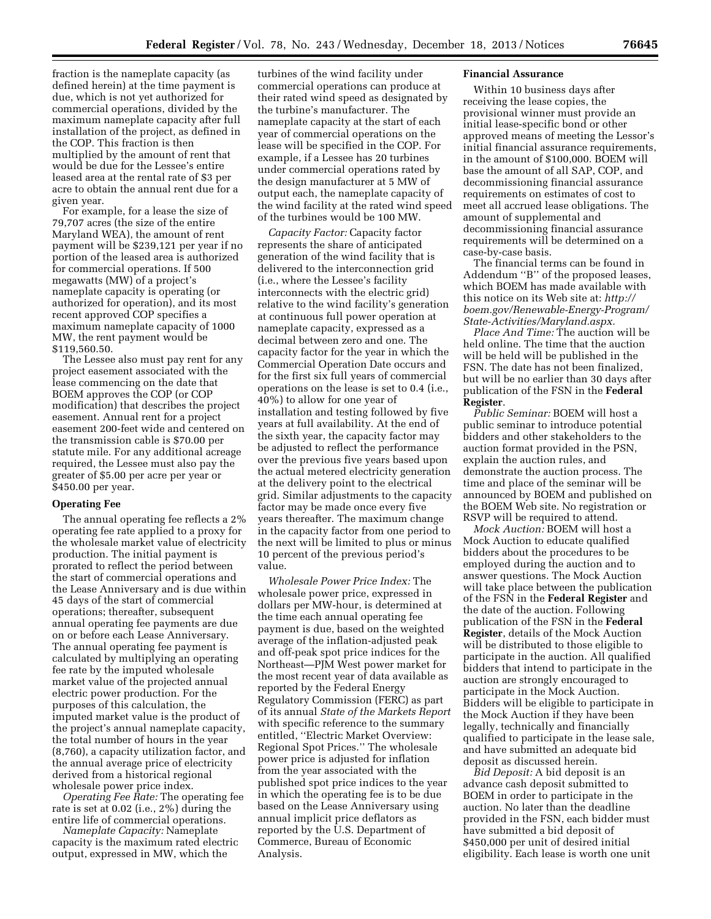fraction is the nameplate capacity (as defined herein) at the time payment is due, which is not yet authorized for commercial operations, divided by the maximum nameplate capacity after full installation of the project, as defined in the COP. This fraction is then multiplied by the amount of rent that would be due for the Lessee's entire leased area at the rental rate of $3 per acre to obtain the annual rent due for a given year.

For example, for a lease the size of 79,707 acres (the size of the entire Maryland WEA), the amount of rent payment will be $239,121 per year if no portion of the leased area is authorized for commercial operations. If 500 megawatts (MW) of a project's nameplate capacity is operating (or authorized for operation), and its most recent approved COP specifies a maximum nameplate capacity of 1000 MW, the rent payment would be $119,560.50.

The Lessee also must pay rent for any project easement associated with the lease commencing on the date that BOEM approves the COP (or COP modification) that describes the project easement. Annual rent for a project easement 200-feet wide and centered on the transmission cable is $70.00 per statute mile. For any additional acreage required, the Lessee must also pay the greater of $5.00 per acre per year or $450.00 per year.

**Operating Fee**

The annual operating fee reflects a 2% operating fee rate applied to a proxy for the wholesale market value of electricity production. The initial payment is prorated to reflect the period between the start of commercial operations and the Lease Anniversary and is due within 45 days of the start of commercial operations; thereafter, subsequent annual operating fee payments are due on or before each Lease Anniversary. The annual operating fee payment is calculated by multiplying an operating fee rate by the imputed wholesale market value of the projected annual electric power production. For the purposes of this calculation, the imputed market value is the product of the project's annual nameplate capacity, the total number of hours in the year (8,760), a capacity utilization factor, and the annual average price of electricity derived from a historical regional wholesale power price index.

*Operating Fee Rate:* The operating fee rate is set at 0.02 (i.e., 2%) during the entire life of commercial operations.

*Nameplate Capacity:* Nameplate capacity is the maximum rated electric output, expressed in MW, which the turbines of the wind facility under commercial operations can produce at their rated wind speed as designated by the turbine's manufacturer. The nameplate capacity at the start of each year of commercial operations on the lease will be specified in the COP. For example, if a Lessee has 20 turbines under commercial operations rated by the design manufacturer at 5 MW of output each, the nameplate capacity of the wind facility at the rated wind speed of the turbines would be 100 MW.

*Capacity Factor:* Capacity factor represents the share of anticipated generation of the wind facility that is delivered to the interconnection grid (i.e., where the Lessee's facility interconnects with the electric grid) relative to the wind facility's generation at continuous full power operation at nameplate capacity, expressed as a decimal between zero and one. The capacity factor for the year in which the Commercial Operation Date occurs and for the first six full years of commercial operations on the lease is set to 0.4 (i.e., 40%) to allow for one year of installation and testing followed by five years at full availability. At the end of the sixth year, the capacity factor may be adjusted to reflect the performance over the previous five years based upon the actual metered electricity generation at the delivery point to the electrical grid. Similar adjustments to the capacity factor may be made once every five years thereafter. The maximum change in the capacity factor from one period to the next will be limited to plus or minus 10 percent of the previous period's value.

*Wholesale Power Price Index:* The wholesale power price, expressed in dollars per MW-hour, is determined at the time each annual operating fee payment is due, based on the weighted average of the inflation-adjusted peak and off-peak spot price indices for the Northeast—PJM West power market for the most recent year of data available as reported by the Federal Energy Regulatory Commission (FERC) as part of its annual *State of the Markets Report* with specific reference to the summary entitled, ''Electric Market Overview: Regional Spot Prices.'' The wholesale power price is adjusted for inflation from the year associated with the published spot price indices to the year in which the operating fee is to be due based on the Lease Anniversary using annual implicit price deflators as reported by the U.S. Department of Commerce, Bureau of Economic Analysis.

**Financial Assurance**

Within 10 business days after receiving the lease copies, the provisional winner must provide an initial lease-specific bond or other approved means of meeting the Lessor's initial financial assurance requirements, in the amount of $100,000. BOEM will base the amount of all SAP, COP, and decommissioning financial assurance requirements on estimates of cost to meet all accrued lease obligations. The amount of supplemental and decommissioning financial assurance requirements will be determined on a case-by-case basis.

The financial terms can be found in Addendum ''B'' of the proposed leases, which BOEM has made available with this notice on its Web site at: *http://boem.gov/Renewable-Energy-Program/State-Activities/Maryland.aspx.*

*Place And Time:* The auction will be held online. The time that the auction will be held will be published in the FSN. The date has not been finalized, but will be no earlier than 30 days after publication of the FSN in the **Federal Register**.

*Public Seminar:* BOEM will host a public seminar to introduce potential bidders and other stakeholders to the auction format provided in the PSN, explain the auction rules, and demonstrate the auction process. The time and place of the seminar will be announced by BOEM and published on the BOEM Web site. No registration or RSVP will be required to attend.

*Mock Auction:* BOEM will host a Mock Auction to educate qualified bidders about the procedures to be employed during the auction and to answer questions. The Mock Auction will take place between the publication of the FSN in the **Federal Register** and the date of the auction. Following publication of the FSN in the **Federal Register**, details of the Mock Auction will be distributed to those eligible to participate in the auction. All qualified bidders that intend to participate in the auction are strongly encouraged to participate in the Mock Auction. Bidders will be eligible to participate in the Mock Auction if they have been legally, technically and financially qualified to participate in the lease sale, and have submitted an adequate bid deposit as discussed herein.

*Bid Deposit:* A bid deposit is an advance cash deposit submitted to BOEM in order to participate in the auction. No later than the deadline provided in the FSN, each bidder must have submitted a bid deposit of $450,000 per unit of desired initial eligibility. Each lease is worth one unit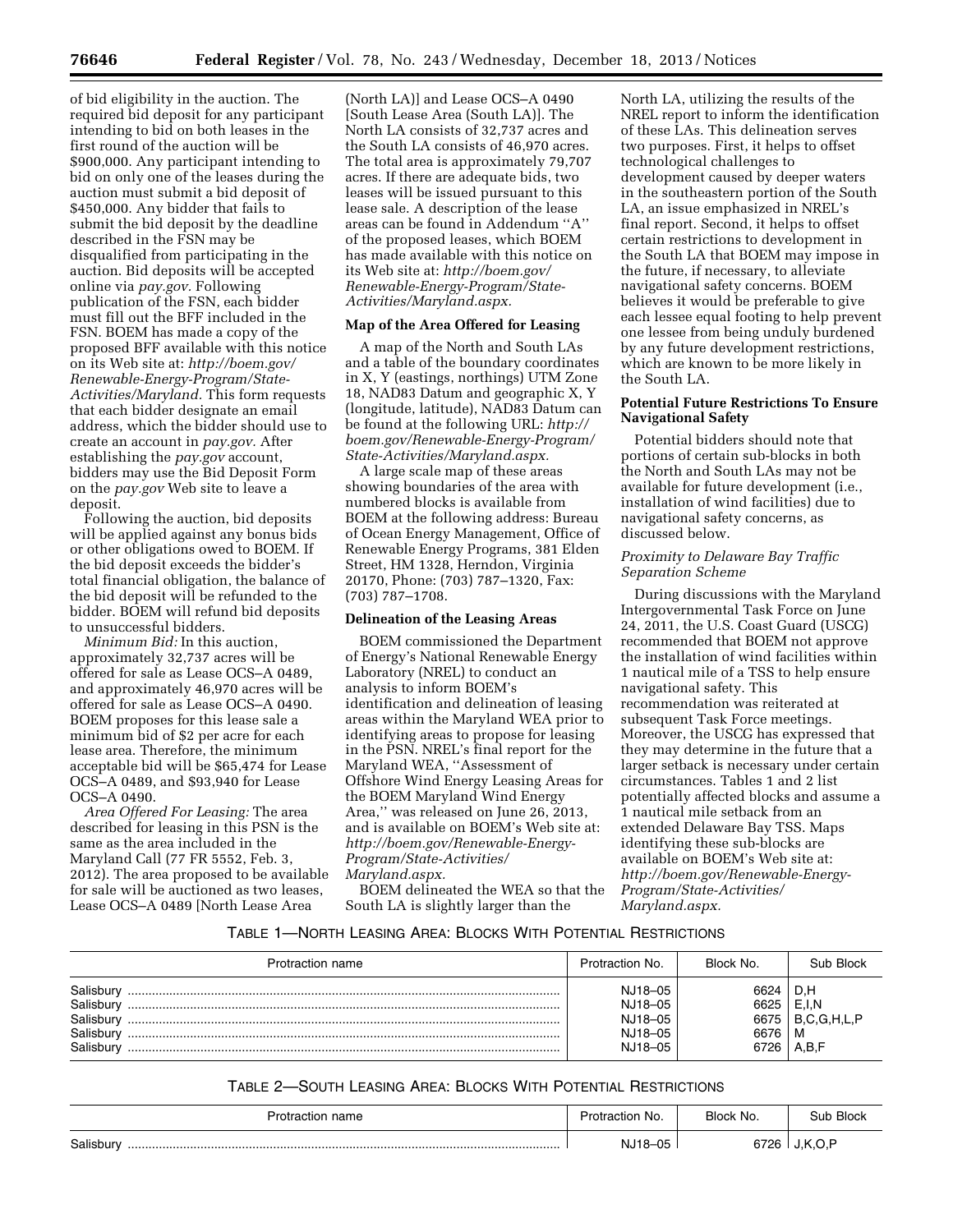of bid eligibility in the auction. The required bid deposit for any participant intending to bid on both leases in the first round of the auction will be $900,000. Any participant intending to bid on only one of the leases during the auction must submit a bid deposit of $450,000. Any bidder that fails to submit the bid deposit by the deadline described in the FSN may be disqualified from participating in the auction. Bid deposits will be accepted online via *pay.gov*. Following publication of the FSN, each bidder must fill out the BFF included in the FSN. BOEM has made a copy of the proposed BFF available with this notice on its Web site at: *http://boem.gov/Renewable-Energy-Program/State-Activities/Maryland*. This form requests that each bidder designate an email address, which the bidder should use to create an account in *pay.gov*. After establishing the *pay.gov* account, bidders may use the Bid Deposit Form on the *pay.gov* Web site to leave a deposit.

Following the auction, bid deposits will be applied against any bonus bids or other obligations owed to BOEM. If the bid deposit exceeds the bidder's total financial obligation, the balance of the bid deposit will be refunded to the bidder. BOEM will refund bid deposits to unsuccessful bidders.

*Minimum Bid:* In this auction, approximately 32,737 acres will be offered for sale as Lease OCS–A 0489, and approximately 46,970 acres will be offered for sale as Lease OCS–A 0490. BOEM proposes for this lease sale a minimum bid of $2 per acre for each lease area. Therefore, the minimum acceptable bid will be $65,474 for Lease OCS–A 0489, and $93,940 for Lease OCS–A 0490.

*Area Offered For Leasing:* The area described for leasing in this PSN is the same as the area included in the Maryland Call (77 FR 5552, Feb. 3, 2012). The area proposed to be available for sale will be auctioned as two leases, Lease OCS–A 0489 [North Lease Area (North LA)] and Lease OCS–A 0490 [South Lease Area (South LA)]. The North LA consists of 32,737 acres and the South LA consists of 46,970 acres. The total area is approximately 79,707 acres. If there are adequate bids, two leases will be issued pursuant to this lease sale. A description of the lease areas can be found in Addendum ''A'' of the proposed leases, which BOEM has made available with this notice on its Web site at: *http://boem.gov/Renewable-Energy-Program/State-Activities/Maryland.aspx.*

**Map of the Area Offered for Leasing**

A map of the North and South LAs and a table of the boundary coordinates in X, Y (eastings, northings) UTM Zone 18, NAD83 Datum and geographic X, Y (longitude, latitude), NAD83 Datum can be found at the following URL: *http://boem.gov/Renewable-Energy-Program/State-Activities/Maryland.aspx.*

A large scale map of these areas showing boundaries of the area with numbered blocks is available from BOEM at the following address: Bureau of Ocean Energy Management, Office of Renewable Energy Programs, 381 Elden Street, HM 1328, Herndon, Virginia 20170, Phone: (703) 787–1320, Fax: (703) 787–1708.

**Delineation of the Leasing Areas**

BOEM commissioned the Department of Energy's National Renewable Energy Laboratory (NREL) to conduct an analysis to inform BOEM's identification and delineation of leasing areas within the Maryland WEA prior to identifying areas to propose for leasing in the PSN. NREL's final report for the Maryland WEA, ''Assessment of Offshore Wind Energy Leasing Areas for the BOEM Maryland Wind Energy Area,'' was released on June 26, 2013, and is available on BOEM's Web site at: *http://boem.gov/Renewable-Energy-Program/State-Activities/Maryland.aspx.*

BOEM delineated the WEA so that the South LA is slightly larger than the North LA, utilizing the results of the NREL report to inform the identification of these LAs. This delineation serves two purposes. First, it helps to offset technological challenges to development caused by deeper waters in the southeastern portion of the South LA, an issue emphasized in NREL's final report. Second, it helps to offset certain restrictions to development in the South LA that BOEM may impose in the future, if necessary, to alleviate navigational safety concerns. BOEM believes it would be preferable to give each lessee equal footing to help prevent one lessee from being unduly burdened by any future development restrictions, which are known to be more likely in the South LA.

**Potential Future Restrictions To Ensure Navigational Safety**

Potential bidders should note that portions of certain sub-blocks in both the North and South LAs may not be available for future development (i.e., installation of wind facilities) due to navigational safety concerns, as discussed below.

*Proximity to Delaware Bay Traffic Separation Scheme*

During discussions with the Maryland Intergovernmental Task Force on June 24, 2011, the U.S. Coast Guard (USCG) recommended that BOEM not approve the installation of wind facilities within 1 nautical mile of a TSS to help ensure navigational safety. This recommendation was reiterated at subsequent Task Force meetings. Moreover, the USCG has expressed that they may determine in the future that a larger setback is necessary under certain circumstances. Tables 1 and 2 list potentially affected blocks and assume a 1 nautical mile setback from an extended Delaware Bay TSS. Maps identifying these sub-blocks are available on BOEM's Web site at: *http://boem.gov/Renewable-Energy-Program/State-Activities/Maryland.aspx.*

TABLE 1—NORTH LEASING AREA: BLOCKS WITH POTENTIAL RESTRICTIONS

| Protraction name | Protraction No. | Block No. | Sub Block |
|---|---|---|---|
| Salisbury | NJ18–05 | 6624 | D,H |
| Salisbury | NJ18–05 | 6625 | E,I,N |
| Salisbury | NJ18–05 | 6675 | B,C,G,H,L,P |
| Salisbury | NJ18–05 | 6676 | M |
| Salisbury | NJ18–05 | 6726 | A,B,F |

TABLE 2—SOUTH LEASING AREA: BLOCKS WITH POTENTIAL RESTRICTIONS

| Protraction name | Protraction No. | Block No. | Sub Block |
|---|---|---|---|
| Salisbury | NJ18–05 | 6726 | J,K,O,P |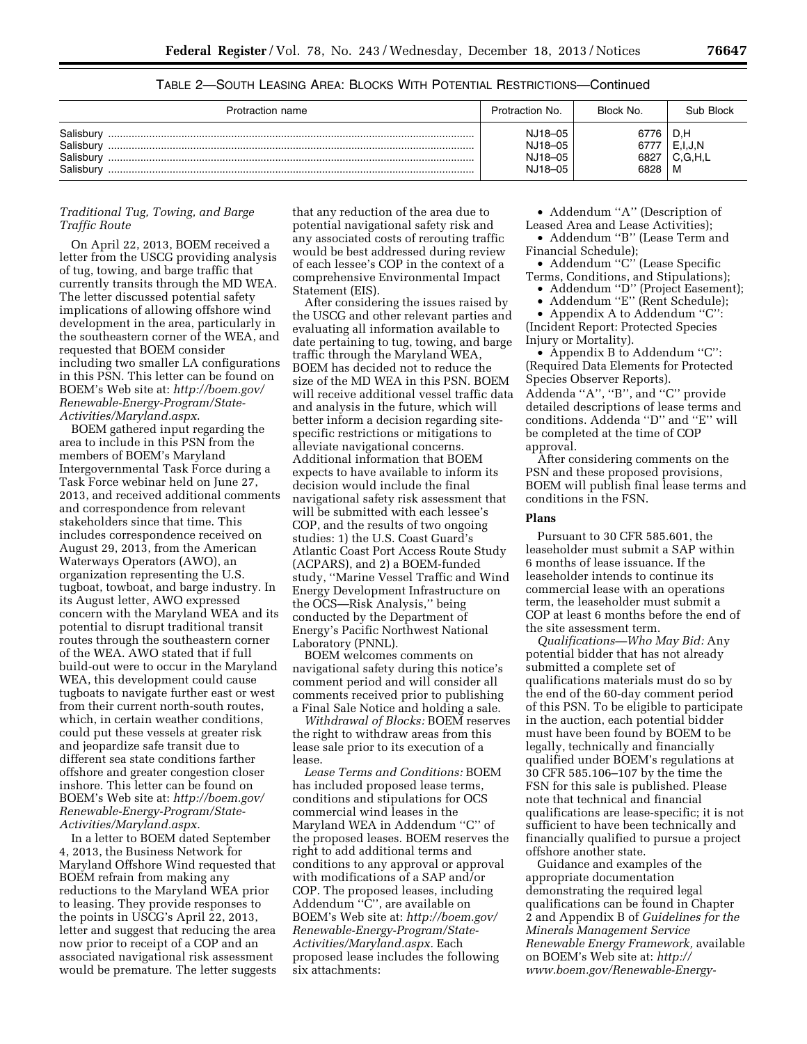TABLE 2—SOUTH LEASING AREA: BLOCKS WITH POTENTIAL RESTRICTIONS—Continued

| Protraction name | Protraction No. | Block No. | Sub Block |
|---|---|---|---|
| Salisbury | NJ18–05 | 6776 | D,H |
| Salisbury | NJ18–05 | 6777 | E,I,J,N |
| Salisbury | NJ18–05 | 6827 | C,G,H,L |
| Salisbury | NJ18–05 | 6828 | M |

*Traditional Tug, Towing, and Barge Traffic Route*

On April 22, 2013, BOEM received a letter from the USCG providing analysis of tug, towing, and barge traffic that currently transits through the MD WEA. The letter discussed potential safety implications of allowing offshore wind development in the area, particularly in the southeastern corner of the WEA, and requested that BOEM consider including two smaller LA configurations in this PSN. This letter can be found on BOEM's Web site at: *http://boem.gov/Renewable-Energy-Program/State-Activities/Maryland.aspx.*

BOEM gathered input regarding the area to include in this PSN from the members of BOEM's Maryland Intergovernmental Task Force during a Task Force webinar held on June 27, 2013, and received additional comments and correspondence from relevant stakeholders since that time. This includes correspondence received on August 29, 2013, from the American Waterways Operators (AWO), an organization representing the U.S. tugboat, towboat, and barge industry. In its August letter, AWO expressed concern with the Maryland WEA and its potential to disrupt traditional transit routes through the southeastern corner of the WEA. AWO stated that if full build-out were to occur in the Maryland WEA, this development could cause tugboats to navigate further east or west from their current north-south routes, which, in certain weather conditions, could put these vessels at greater risk and jeopardize safe transit due to different sea state conditions farther offshore and greater congestion closer inshore. This letter can be found on BOEM's Web site at: *http://boem.gov/Renewable-Energy-Program/State-Activities/Maryland.aspx.*

In a letter to BOEM dated September 4, 2013, the Business Network for Maryland Offshore Wind requested that BOEM refrain from making any reductions to the Maryland WEA prior to leasing. They provide responses to the points in USCG's April 22, 2013, letter and suggest that reducing the area now prior to receipt of a COP and an associated navigational risk assessment would be premature. The letter suggests that any reduction of the area due to potential navigational safety risk and any associated costs of rerouting traffic would be best addressed during review of each lessee's COP in the context of a comprehensive Environmental Impact Statement (EIS).

After considering the issues raised by the USCG and other relevant parties and evaluating all information available to date pertaining to tug, towing, and barge traffic through the Maryland WEA, BOEM has decided not to reduce the size of the MD WEA in this PSN. BOEM will receive additional vessel traffic data and analysis in the future, which will better inform a decision regarding site-specific restrictions or mitigations to alleviate navigational concerns. Additional information that BOEM expects to have available to inform its decision would include the final navigational safety risk assessment that will be submitted with each lessee's COP, and the results of two ongoing studies: 1) the U.S. Coast Guard's Atlantic Coast Port Access Route Study (ACPARS), and 2) a BOEM-funded study, "Marine Vessel Traffic and Wind Energy Development Infrastructure on the OCS—Risk Analysis," being conducted by the Department of Energy's Pacific Northwest National Laboratory (PNNL).

BOEM welcomes comments on navigational safety during this notice's comment period and will consider all comments received prior to publishing a Final Sale Notice and holding a sale.

*Withdrawal of Blocks:* BOEM reserves the right to withdraw areas from this lease sale prior to its execution of a lease.

*Lease Terms and Conditions:* BOEM has included proposed lease terms, conditions and stipulations for OCS commercial wind leases in the Maryland WEA in Addendum "C" of the proposed leases. BOEM reserves the right to add additional terms and conditions to any approval or approval with modifications of a SAP and/or COP. The proposed leases, including Addendum "C", are available on BOEM's Web site at: *http://boem.gov/Renewable-Energy-Program/State-Activities/Maryland.aspx.* Each proposed lease includes the following six attachments:

- Addendum "A" (Description of Leased Area and Lease Activities);
- Addendum "B" (Lease Term and Financial Schedule);
- Addendum "C" (Lease Specific Terms, Conditions, and Stipulations);
- Addendum "D" (Project Easement);
- Addendum "E" (Rent Schedule);
- Appendix A to Addendum "C": (Incident Report: Protected Species Injury or Mortality).
- Appendix B to Addendum "C": (Required Data Elements for Protected Species Observer Reports).

Addenda "A", "B", and "C" provide detailed descriptions of lease terms and conditions. Addenda "D" and "E" will be completed at the time of COP approval.

After considering comments on the PSN and these proposed provisions, BOEM will publish final lease terms and conditions in the FSN.

**Plans**

Pursuant to 30 CFR 585.601, the leaseholder must submit a SAP within 6 months of lease issuance. If the leaseholder intends to continue its commercial lease with an operations term, the leaseholder must submit a COP at least 6 months before the end of the site assessment term.

*Qualifications—Who May Bid:* Any potential bidder that has not already submitted a complete set of qualifications materials must do so by the end of the 60-day comment period of this PSN. To be eligible to participate in the auction, each potential bidder must have been found by BOEM to be legally, technically and financially qualified under BOEM's regulations at 30 CFR 585.106–107 by the time the FSN for this sale is published. Please note that technical and financial qualifications are lease-specific; it is not sufficient to have been technically and financially qualified to pursue a project offshore another state.

Guidance and examples of the appropriate documentation demonstrating the required legal qualifications can be found in Chapter 2 and Appendix B of *Guidelines for the Minerals Management Service Renewable Energy Framework,* available on BOEM's Web site at: *http://www.boem.gov/Renewable-Energy-*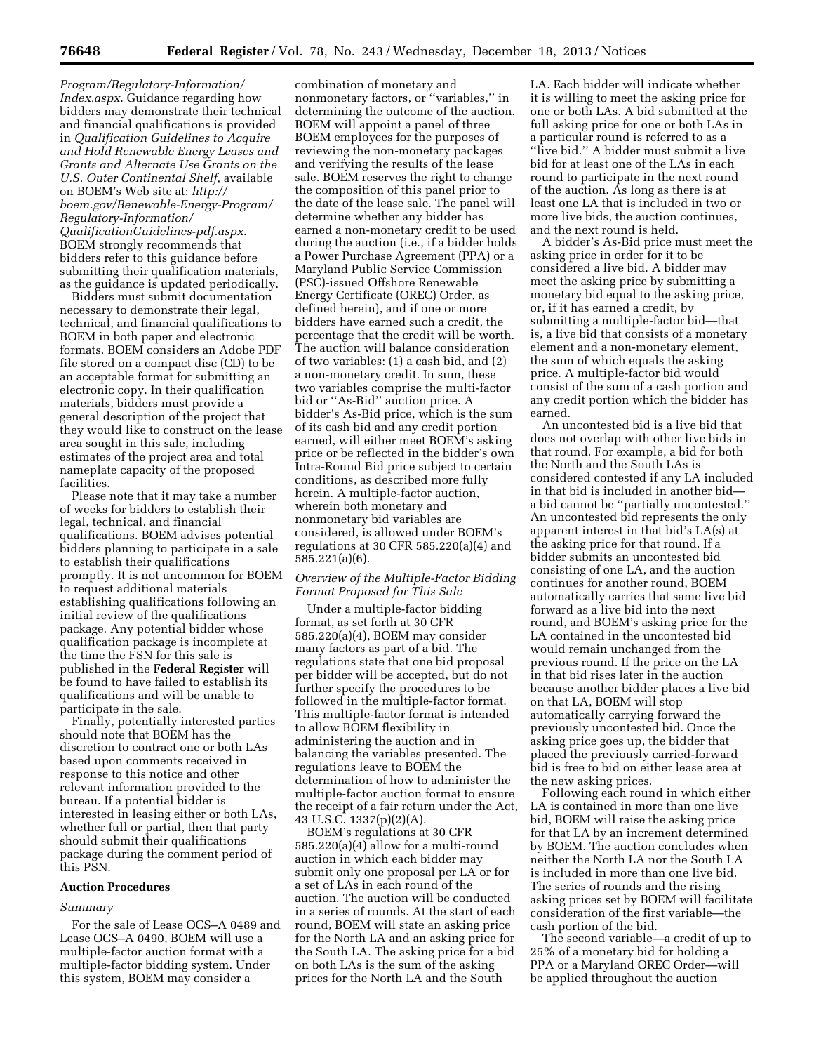*Program/Regulatory-Information/Index.aspx*. Guidance regarding how bidders may demonstrate their technical and financial qualifications is provided in *Qualification Guidelines to Acquire and Hold Renewable Energy Leases and Grants and Alternate Use Grants on the U.S. Outer Continental Shelf,* available on BOEM's Web site at: *http://boem.gov/Renewable-Energy-Program/Regulatory-Information/QualificationGuidelines-pdf.aspx.* BOEM strongly recommends that bidders refer to this guidance before submitting their qualification materials, as the guidance is updated periodically.

Bidders must submit documentation necessary to demonstrate their legal, technical, and financial qualifications to BOEM in both paper and electronic formats. BOEM considers an Adobe PDF file stored on a compact disc (CD) to be an acceptable format for submitting an electronic copy. In their qualification materials, bidders must provide a general description of the project that they would like to construct on the lease area sought in this sale, including estimates of the project area and total nameplate capacity of the proposed facilities.

Please note that it may take a number of weeks for bidders to establish their legal, technical, and financial qualifications. BOEM advises potential bidders planning to participate in a sale to establish their qualifications promptly. It is not uncommon for BOEM to request additional materials establishing qualifications following an initial review of the qualifications package. Any potential bidder whose qualification package is incomplete at the time the FSN for this sale is published in the **Federal Register** will be found to have failed to establish its qualifications and will be unable to participate in the sale.

Finally, potentially interested parties should note that BOEM has the discretion to contract one or both LAs based upon comments received in response to this notice and other relevant information provided to the bureau. If a potential bidder is interested in leasing either or both LAs, whether full or partial, then that party should submit their qualifications package during the comment period of this PSN.

## Auction Procedures

*Summary*

For the sale of Lease OCS–A 0489 and Lease OCS–A 0490, BOEM will use a multiple-factor auction format with a multiple-factor bidding system. Under this system, BOEM may consider a combination of monetary and nonmonetary factors, or ''variables,'' in determining the outcome of the auction. BOEM will appoint a panel of three BOEM employees for the purposes of reviewing the non-monetary packages and verifying the results of the lease sale. BOEM reserves the right to change the composition of this panel prior to the date of the lease sale. The panel will determine whether any bidder has earned a non-monetary credit to be used during the auction (i.e., if a bidder holds a Power Purchase Agreement (PPA) or a Maryland Public Service Commission (PSC)-issued Offshore Renewable Energy Certificate (OREC) Order, as defined herein), and if one or more bidders have earned such a credit, the percentage that the credit will be worth. The auction will balance consideration of two variables: (1) a cash bid, and (2) a non-monetary credit. In sum, these two variables comprise the multi-factor bid or ''As-Bid'' auction price. A bidder's As-Bid price, which is the sum of its cash bid and any credit portion earned, will either meet BOEM's asking price or be reflected in the bidder's own Intra-Round Bid price subject to certain conditions, as described more fully herein. A multiple-factor auction, wherein both monetary and nonmonetary bid variables are considered, is allowed under BOEM's regulations at 30 CFR 585.220(a)(4) and 585.221(a)(6).

*Overview of the Multiple-Factor Bidding Format Proposed for This Sale*

Under a multiple-factor bidding format, as set forth at 30 CFR 585.220(a)(4), BOEM may consider many factors as part of a bid. The regulations state that one bid proposal per bidder will be accepted, but do not further specify the procedures to be followed in the multiple-factor format. This multiple-factor format is intended to allow BOEM flexibility in administering the auction and in balancing the variables presented. The regulations leave to BOEM the determination of how to administer the multiple-factor auction format to ensure the receipt of a fair return under the Act, 43 U.S.C. 1337(p)(2)(A).

BOEM's regulations at 30 CFR 585.220(a)(4) allow for a multi-round auction in which each bidder may submit only one proposal per LA or for a set of LAs in each round of the auction. The auction will be conducted in a series of rounds. At the start of each round, BOEM will state an asking price for the North LA and an asking price for the South LA. The asking price for a bid on both LAs is the sum of the asking prices for the North LA and the South LA. Each bidder will indicate whether it is willing to meet the asking price for one or both LAs. A bid submitted at the full asking price for one or both LAs in a particular round is referred to as a ''live bid.'' A bidder must submit a live bid for at least one of the LAs in each round to participate in the next round of the auction. As long as there is at least one LA that is included in two or more live bids, the auction continues, and the next round is held.

A bidder's As-Bid price must meet the asking price in order for it to be considered a live bid. A bidder may meet the asking price by submitting a monetary bid equal to the asking price, or, if it has earned a credit, by submitting a multiple-factor bid—that is, a live bid that consists of a monetary element and a non-monetary element, the sum of which equals the asking price. A multiple-factor bid would consist of the sum of a cash portion and any credit portion which the bidder has earned.

An uncontested bid is a live bid that does not overlap with other live bids in that round. For example, a bid for both the North and the South LAs is considered contested if any LA included in that bid is included in another bid—a bid cannot be ''partially uncontested.'' An uncontested bid represents the only apparent interest in that bid's LA(s) at the asking price for that round. If a bidder submits an uncontested bid consisting of one LA, and the auction continues for another round, BOEM automatically carries that same live bid forward as a live bid into the next round, and BOEM's asking price for the LA contained in the uncontested bid would remain unchanged from the previous round. If the price on the LA in that bid rises later in the auction because another bidder places a live bid on that LA, BOEM will stop automatically carrying forward the previously uncontested bid. Once the asking price goes up, the bidder that placed the previously carried-forward bid is free to bid on either lease area at the new asking prices.

Following each round in which either LA is contained in more than one live bid, BOEM will raise the asking price for that LA by an increment determined by BOEM. The auction concludes when neither the North LA nor the South LA is included in more than one live bid. The series of rounds and the rising asking prices set by BOEM will facilitate consideration of the first variable—the cash portion of the bid.

The second variable—a credit of up to 25% of a monetary bid for holding a PPA or a Maryland OREC Order—will be applied throughout the auction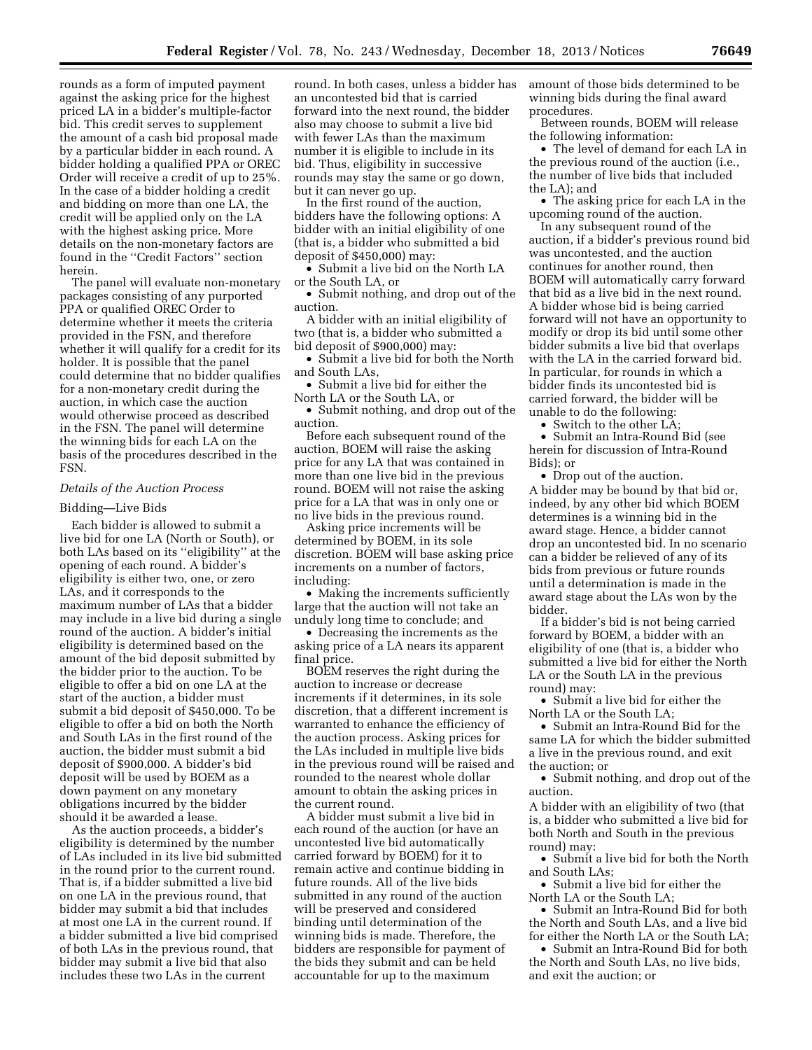rounds as a form of imputed payment against the asking price for the highest priced LA in a bidder's multiple-factor bid. This credit serves to supplement the amount of a cash bid proposal made by a particular bidder in each round. A bidder holding a qualified PPA or OREC Order will receive a credit of up to 25%. In the case of a bidder holding a credit and bidding on more than one LA, the credit will be applied only on the LA with the highest asking price. More details on the non-monetary factors are found in the ''Credit Factors'' section herein.

The panel will evaluate non-monetary packages consisting of any purported PPA or qualified OREC Order to determine whether it meets the criteria provided in the FSN, and therefore whether it will qualify for a credit for its holder. It is possible that the panel could determine that no bidder qualifies for a non-monetary credit during the auction, in which case the auction would otherwise proceed as described in the FSN. The panel will determine the winning bids for each LA on the basis of the procedures described in the FSN.

*Details of the Auction Process*

Bidding—Live Bids

Each bidder is allowed to submit a live bid for one LA (North or South), or both LAs based on its ''eligibility'' at the opening of each round. A bidder's eligibility is either two, one, or zero LAs, and it corresponds to the maximum number of LAs that a bidder may include in a live bid during a single round of the auction. A bidder's initial eligibility is determined based on the amount of the bid deposit submitted by the bidder prior to the auction. To be eligible to offer a bid on one LA at the start of the auction, a bidder must submit a bid deposit of $450,000. To be eligible to offer a bid on both the North and South LAs in the first round of the auction, the bidder must submit a bid deposit of $900,000. A bidder's bid deposit will be used by BOEM as a down payment on any monetary obligations incurred by the bidder should it be awarded a lease.

As the auction proceeds, a bidder's eligibility is determined by the number of LAs included in its live bid submitted in the round prior to the current round. That is, if a bidder submitted a live bid on one LA in the previous round, that bidder may submit a bid that includes at most one LA in the current round. If a bidder submitted a live bid comprised of both LAs in the previous round, that bidder may submit a live bid that also includes these two LAs in the current round. In both cases, unless a bidder has an uncontested bid that is carried forward into the next round, the bidder also may choose to submit a live bid with fewer LAs than the maximum number it is eligible to include in its bid. Thus, eligibility in successive rounds may stay the same or go down, but it can never go up.

In the first round of the auction, bidders have the following options: A bidder with an initial eligibility of one (that is, a bidder who submitted a bid deposit of $450,000) may:

- Submit a live bid on the North LA or the South LA, or
- Submit nothing, and drop out of the auction.

A bidder with an initial eligibility of two (that is, a bidder who submitted a bid deposit of $900,000) may:

- Submit a live bid for both the North and South LAs,
- Submit a live bid for either the North LA or the South LA, or
- Submit nothing, and drop out of the auction.

Before each subsequent round of the auction, BOEM will raise the asking price for any LA that was contained in more than one live bid in the previous round. BOEM will not raise the asking price for a LA that was in only one or no live bids in the previous round.

Asking price increments will be determined by BOEM, in its sole discretion. BOEM will base asking price increments on a number of factors, including:

- Making the increments sufficiently large that the auction will not take an unduly long time to conclude; and
- Decreasing the increments as the asking price of a LA nears its apparent final price.

BOEM reserves the right during the auction to increase or decrease increments if it determines, in its sole discretion, that a different increment is warranted to enhance the efficiency of the auction process. Asking prices for the LAs included in multiple live bids in the previous round will be raised and rounded to the nearest whole dollar amount to obtain the asking prices in the current round.

A bidder must submit a live bid in each round of the auction (or have an uncontested live bid automatically carried forward by BOEM) for it to remain active and continue bidding in future rounds. All of the live bids submitted in any round of the auction will be preserved and considered binding until determination of the winning bids is made. Therefore, the bidders are responsible for payment of the bids they submit and can be held accountable for up to the maximum amount of those bids determined to be winning bids during the final award procedures.

Between rounds, BOEM will release the following information:

- The level of demand for each LA in the previous round of the auction (i.e., the number of live bids that included the LA); and
- The asking price for each LA in the upcoming round of the auction.

In any subsequent round of the auction, if a bidder's previous round bid was uncontested, and the auction continues for another round, then BOEM will automatically carry forward that bid as a live bid in the next round. A bidder whose bid is being carried forward will not have an opportunity to modify or drop its bid until some other bidder submits a live bid that overlaps with the LA in the carried forward bid. In particular, for rounds in which a bidder finds its uncontested bid is carried forward, the bidder will be unable to do the following:

- Switch to the other LA;
- Submit an Intra-Round Bid (see herein for discussion of Intra-Round Bids); or
- Drop out of the auction.

A bidder may be bound by that bid or, indeed, by any other bid which BOEM determines is a winning bid in the award stage. Hence, a bidder cannot drop an uncontested bid. In no scenario can a bidder be relieved of any of its bids from previous or future rounds until a determination is made in the award stage about the LAs won by the bidder.

If a bidder's bid is not being carried forward by BOEM, a bidder with an eligibility of one (that is, a bidder who submitted a live bid for either the North LA or the South LA in the previous round) may:

- Submit a live bid for either the North LA or the South LA;
- Submit an Intra-Round Bid for the same LA for which the bidder submitted a live in the previous round, and exit the auction; or
- Submit nothing, and drop out of the auction.

A bidder with an eligibility of two (that is, a bidder who submitted a live bid for both North and South in the previous round) may:

- Submit a live bid for both the North and South LAs;
- Submit a live bid for either the North LA or the South LA;
- Submit an Intra-Round Bid for both the North and South LAs, and a live bid for either the North LA or the South LA;
- Submit an Intra-Round Bid for both the North and South LAs, no live bids, and exit the auction; or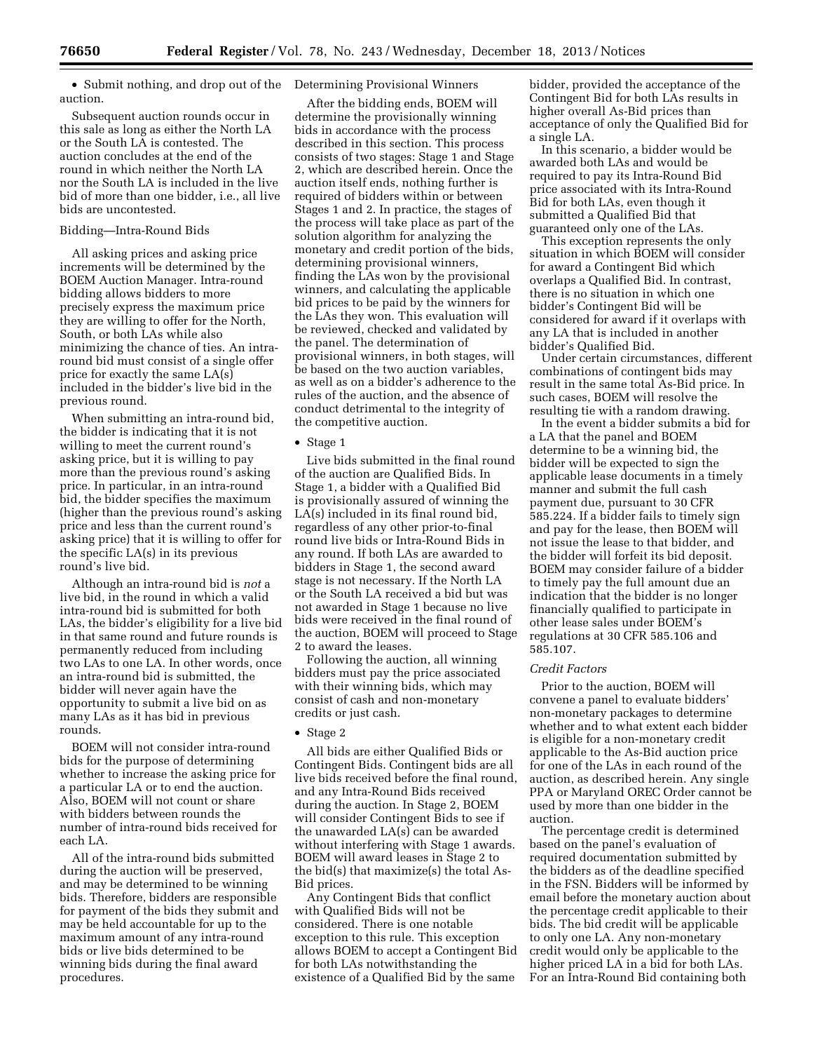- Submit nothing, and drop out of the auction.

Subsequent auction rounds occur in this sale as long as either the North LA or the South LA is contested. The auction concludes at the end of the round in which neither the North LA nor the South LA is included in the live bid of more than one bidder, i.e., all live bids are uncontested.

Bidding—Intra-Round Bids

All asking prices and asking price increments will be determined by the BOEM Auction Manager. Intra-round bidding allows bidders to more precisely express the maximum price they are willing to offer for the North, South, or both LAs while also minimizing the chance of ties. An intra-round bid must consist of a single offer price for exactly the same LA(s) included in the bidder's live bid in the previous round.

When submitting an intra-round bid, the bidder is indicating that it is not willing to meet the current round's asking price, but it is willing to pay more than the previous round's asking price. In particular, in an intra-round bid, the bidder specifies the maximum (higher than the previous round's asking price and less than the current round's asking price) that it is willing to offer for the specific LA(s) in its previous round's live bid.

Although an intra-round bid is *not* a live bid, in the round in which a valid intra-round bid is submitted for both LAs, the bidder's eligibility for a live bid in that same round and future rounds is permanently reduced from including two LAs to one LA. In other words, once an intra-round bid is submitted, the bidder will never again have the opportunity to submit a live bid on as many LAs as it has bid in previous rounds.

BOEM will not consider intra-round bids for the purpose of determining whether to increase the asking price for a particular LA or to end the auction. Also, BOEM will not count or share with bidders between rounds the number of intra-round bids received for each LA.

All of the intra-round bids submitted during the auction will be preserved, and may be determined to be winning bids. Therefore, bidders are responsible for payment of the bids they submit and may be held accountable for up to the maximum amount of any intra-round bids or live bids determined to be winning bids during the final award procedures.

Determining Provisional Winners

After the bidding ends, BOEM will determine the provisionally winning bids in accordance with the process described in this section. This process consists of two stages: Stage 1 and Stage 2, which are described herein. Once the auction itself ends, nothing further is required of bidders within or between Stages 1 and 2. In practice, the stages of the process will take place as part of the solution algorithm for analyzing the monetary and credit portion of the bids, determining provisional winners, finding the LAs won by the provisional winners, and calculating the applicable bid prices to be paid by the winners for the LAs they won. This evaluation will be reviewed, checked and validated by the panel. The determination of provisional winners, in both stages, will be based on the two auction variables, as well as on a bidder's adherence to the rules of the auction, and the absence of conduct detrimental to the integrity of the competitive auction.

- Stage 1

Live bids submitted in the final round of the auction are Qualified Bids. In Stage 1, a bidder with a Qualified Bid is provisionally assured of winning the LA(s) included in its final round bid, regardless of any other prior-to-final round live bids or Intra-Round Bids in any round. If both LAs are awarded to bidders in Stage 1, the second award stage is not necessary. If the North LA or the South LA received a bid but was not awarded in Stage 1 because no live bids were received in the final round of the auction, BOEM will proceed to Stage 2 to award the leases.

Following the auction, all winning bidders must pay the price associated with their winning bids, which may consist of cash and non-monetary credits or just cash.

- Stage 2

All bids are either Qualified Bids or Contingent Bids. Contingent bids are all live bids received before the final round, and any Intra-Round Bids received during the auction. In Stage 2, BOEM will consider Contingent Bids to see if the unawarded LA(s) can be awarded without interfering with Stage 1 awards. BOEM will award leases in Stage 2 to the bid(s) that maximize(s) the total As-Bid prices.

Any Contingent Bids that conflict with Qualified Bids will not be considered. There is one notable exception to this rule. This exception allows BOEM to accept a Contingent Bid for both LAs notwithstanding the existence of a Qualified Bid by the same bidder, provided the acceptance of the Contingent Bid for both LAs results in higher overall As-Bid prices than acceptance of only the Qualified Bid for a single LA.

In this scenario, a bidder would be awarded both LAs and would be required to pay its Intra-Round Bid price associated with its Intra-Round Bid for both LAs, even though it submitted a Qualified Bid that guaranteed only one of the LAs.

This exception represents the only situation in which BOEM will consider for award a Contingent Bid which overlaps a Qualified Bid. In contrast, there is no situation in which one bidder's Contingent Bid will be considered for award if it overlaps with any LA that is included in another bidder's Qualified Bid.

Under certain circumstances, different combinations of contingent bids may result in the same total As-Bid price. In such cases, BOEM will resolve the resulting tie with a random drawing.

In the event a bidder submits a bid for a LA that the panel and BOEM determine to be a winning bid, the bidder will be expected to sign the applicable lease documents in a timely manner and submit the full cash payment due, pursuant to 30 CFR 585.224. If a bidder fails to timely sign and pay for the lease, then BOEM will not issue the lease to that bidder, and the bidder will forfeit its bid deposit. BOEM may consider failure of a bidder to timely pay the full amount due an indication that the bidder is no longer financially qualified to participate in other lease sales under BOEM's regulations at 30 CFR 585.106 and 585.107.

*Credit Factors*

Prior to the auction, BOEM will convene a panel to evaluate bidders' non-monetary packages to determine whether and to what extent each bidder is eligible for a non-monetary credit applicable to the As-Bid auction price for one of the LAs in each round of the auction, as described herein. Any single PPA or Maryland OREC Order cannot be used by more than one bidder in the auction.

The percentage credit is determined based on the panel's evaluation of required documentation submitted by the bidders as of the deadline specified in the FSN. Bidders will be informed by email before the monetary auction about the percentage credit applicable to their bids. The bid credit will be applicable to only one LA. Any non-monetary credit would only be applicable to the higher priced LA in a bid for both LAs. For an Intra-Round Bid containing both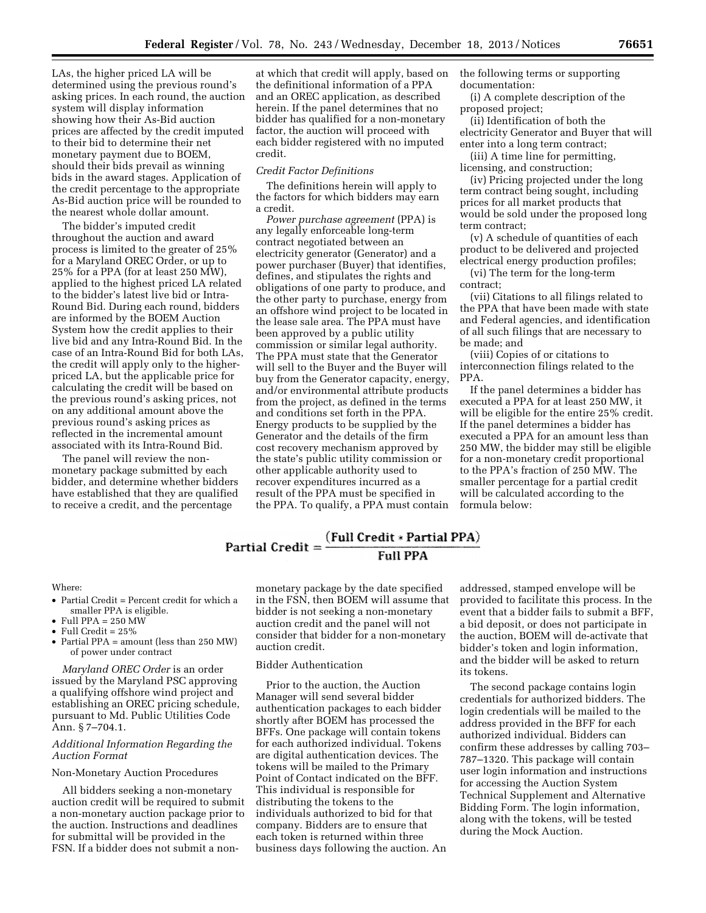LAs, the higher priced LA will be determined using the previous round's asking prices. In each round, the auction system will display information showing how their As-Bid auction prices are affected by the credit imputed to their bid to determine their net monetary payment due to BOEM, should their bids prevail as winning bids in the award stages. Application of the credit percentage to the appropriate As-Bid auction price will be rounded to the nearest whole dollar amount.

The bidder's imputed credit throughout the auction and award process is limited to the greater of 25% for a Maryland OREC Order, or up to 25% for a PPA (for at least 250 MW), applied to the highest priced LA related to the bidder's latest live bid or Intra-Round Bid. During each round, bidders are informed by the BOEM Auction System how the credit applies to their live bid and any Intra-Round Bid. In the case of an Intra-Round Bid for both LAs, the credit will apply only to the higher-priced LA, but the applicable price for calculating the credit will be based on the previous round's asking prices, not on any additional amount above the previous round's asking prices as reflected in the incremental amount associated with its Intra-Round Bid.

The panel will review the non-monetary package submitted by each bidder, and determine whether bidders have established that they are qualified to receive a credit, and the percentage at which that credit will apply, based on the definitional information of a PPA and an OREC application, as described herein. If the panel determines that no bidder has qualified for a non-monetary factor, the auction will proceed with each bidder registered with no imputed credit.

*Credit Factor Definitions*

The definitions herein will apply to the factors for which bidders may earn a credit.

*Power purchase agreement* (PPA) is any legally enforceable long-term contract negotiated between an electricity generator (Generator) and a power purchaser (Buyer) that identifies, defines, and stipulates the rights and obligations of one party to produce, and the other party to purchase, energy from an offshore wind project to be located in the lease sale area. The PPA must have been approved by a public utility commission or similar legal authority. The PPA must state that the Generator will sell to the Buyer and the Buyer will buy from the Generator capacity, energy, and/or environmental attribute products from the project, as defined in the terms and conditions set forth in the PPA. Energy products to be supplied by the Generator and the details of the firm cost recovery mechanism approved by the state's public utility commission or other applicable authority used to recover expenditures incurred as a result of the PPA must be specified in the PPA. To qualify, a PPA must contain the following terms or supporting documentation:

(i) A complete description of the proposed project;

(ii) Identification of both the electricity Generator and Buyer that will enter into a long term contract;

(iii) A time line for permitting, licensing, and construction;

(iv) Pricing projected under the long term contract being sought, including prices for all market products that would be sold under the proposed long term contract;

(v) A schedule of quantities of each product to be delivered and projected electrical energy production profiles;

(vi) The term for the long-term contract;

(vii) Citations to all filings related to the PPA that have been made with state and Federal agencies, and identification of all such filings that are necessary to be made; and

(viii) Copies of or citations to interconnection filings related to the PPA.

If the panel determines a bidder has executed a PPA for at least 250 MW, it will be eligible for the entire 25% credit. If the panel determines a bidder has executed a PPA for an amount less than 250 MW, the bidder may still be eligible for a non-monetary credit proportional to the PPA's fraction of 250 MW. The smaller percentage for a partial credit will be calculated according to the formula below:

$$\text{Partial Credit} = \frac{(\text{Full Credit} * \text{Partial PPA})}{\text{Full PPA}}$$

Where:

- Partial Credit = Percent credit for which a smaller PPA is eligible.
- Full PPA = 250 MW
- Full Credit = 25%
- Partial PPA = amount (less than 250 MW) of power under contract

*Maryland OREC Order* is an order issued by the Maryland PSC approving a qualifying offshore wind project and establishing an OREC pricing schedule, pursuant to Md. Public Utilities Code Ann. § 7–704.1.

*Additional Information Regarding the Auction Format*

Non-Monetary Auction Procedures

All bidders seeking a non-monetary auction credit will be required to submit a non-monetary auction package prior to the auction. Instructions and deadlines for submittal will be provided in the FSN. If a bidder does not submit a non-monetary package by the date specified in the FSN, then BOEM will assume that bidder is not seeking a non-monetary auction credit and the panel will not consider that bidder for a non-monetary auction credit.

Bidder Authentication

Prior to the auction, the Auction Manager will send several bidder authentication packages to each bidder shortly after BOEM has processed the BFFs. One package will contain tokens for each authorized individual. Tokens are digital authentication devices. The tokens will be mailed to the Primary Point of Contact indicated on the BFF. This individual is responsible for distributing the tokens to the individuals authorized to bid for that company. Bidders are to ensure that each token is returned within three business days following the auction. An addressed, stamped envelope will be provided to facilitate this process. In the event that a bidder fails to submit a BFF, a bid deposit, or does not participate in the auction, BOEM will de-activate that bidder's token and login information, and the bidder will be asked to return its tokens.

The second package contains login credentials for authorized bidders. The login credentials will be mailed to the address provided in the BFF for each authorized individual. Bidders can confirm these addresses by calling 703–787–1320. This package will contain user login information and instructions for accessing the Auction System Technical Supplement and Alternative Bidding Form. The login information, along with the tokens, will be tested during the Mock Auction.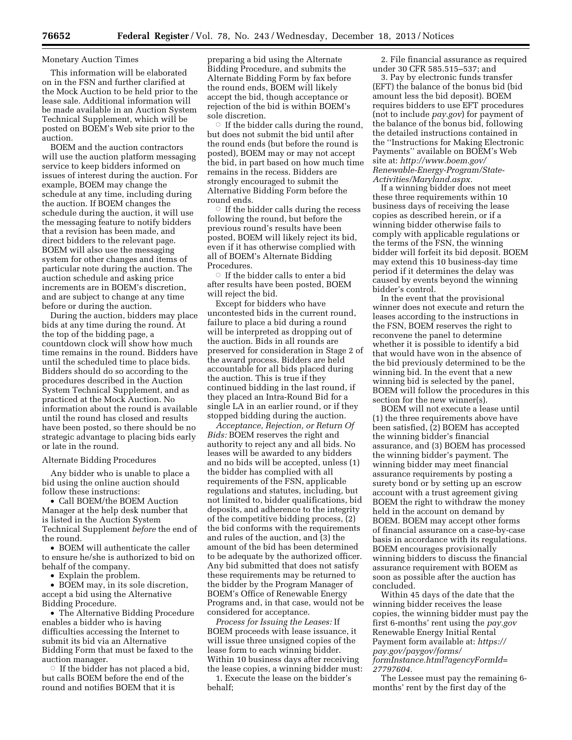Monetary Auction Times

This information will be elaborated on in the FSN and further clarified at the Mock Auction to be held prior to the lease sale. Additional information will be made available in an Auction System Technical Supplement, which will be posted on BOEM's Web site prior to the auction.

BOEM and the auction contractors will use the auction platform messaging service to keep bidders informed on issues of interest during the auction. For example, BOEM may change the schedule at any time, including during the auction. If BOEM changes the schedule during the auction, it will use the messaging feature to notify bidders that a revision has been made, and direct bidders to the relevant page. BOEM will also use the messaging system for other changes and items of particular note during the auction. The auction schedule and asking price increments are in BOEM's discretion, and are subject to change at any time before or during the auction.

During the auction, bidders may place bids at any time during the round. At the top of the bidding page, a countdown clock will show how much time remains in the round. Bidders have until the scheduled time to place bids. Bidders should do so according to the procedures described in the Auction System Technical Supplement, and as practiced at the Mock Auction. No information about the round is available until the round has closed and results have been posted, so there should be no strategic advantage to placing bids early or late in the round.

Alternate Bidding Procedures

Any bidder who is unable to place a bid using the online auction should follow these instructions:

- Call BOEM/the BOEM Auction Manager at the help desk number that is listed in the Auction System Technical Supplement *before* the end of the round.
- BOEM will authenticate the caller to ensure he/she is authorized to bid on behalf of the company.
- Explain the problem.
- BOEM may, in its sole discretion, accept a bid using the Alternative Bidding Procedure.
- The Alternative Bidding Procedure enables a bidder who is having difficulties accessing the Internet to submit its bid via an Alternative Bidding Form that must be faxed to the auction manager.
  - If the bidder has not placed a bid, but calls BOEM before the end of the round and notifies BOEM that it is preparing a bid using the Alternate Bidding Procedure, and submits the Alternate Bidding Form by fax before the round ends, BOEM will likely accept the bid, though acceptance or rejection of the bid is within BOEM's sole discretion.
  - If the bidder calls during the round, but does not submit the bid until after the round ends (but before the round is posted), BOEM may or may not accept the bid, in part based on how much time remains in the recess. Bidders are strongly encouraged to submit the Alternative Bidding Form before the round ends.
  - If the bidder calls during the recess following the round, but before the previous round's results have been posted, BOEM will likely reject its bid, even if it has otherwise complied with all of BOEM's Alternate Bidding Procedures.
  - If the bidder calls to enter a bid after results have been posted, BOEM will reject the bid.

Except for bidders who have uncontested bids in the current round, failure to place a bid during a round will be interpreted as dropping out of the auction. Bids in all rounds are preserved for consideration in Stage 2 of the award process. Bidders are held accountable for all bids placed during the auction. This is true if they continued bidding in the last round, if they placed an Intra-Round Bid for a single LA in an earlier round, or if they stopped bidding during the auction.

*Acceptance, Rejection, or Return Of Bids:* BOEM reserves the right and authority to reject any and all bids. No leases will be awarded to any bidders and no bids will be accepted, unless (1) the bidder has complied with all requirements of the FSN, applicable regulations and statutes, including, but not limited to, bidder qualifications, bid deposits, and adherence to the integrity of the competitive bidding process, (2) the bid conforms with the requirements and rules of the auction, and (3) the amount of the bid has been determined to be adequate by the authorized officer. Any bid submitted that does not satisfy these requirements may be returned to the bidder by the Program Manager of BOEM's Office of Renewable Energy Programs and, in that case, would not be considered for acceptance.

*Process for Issuing the Leases:* If BOEM proceeds with lease issuance, it will issue three unsigned copies of the lease form to each winning bidder. Within 10 business days after receiving the lease copies, a winning bidder must:

1. Execute the lease on the bidder's behalf;
2. File financial assurance as required under 30 CFR 585.515–537; and
3. Pay by electronic funds transfer (EFT) the balance of the bonus bid (bid amount less the bid deposit). BOEM requires bidders to use EFT procedures (not to include *pay.gov*) for payment of the balance of the bonus bid, following the detailed instructions contained in the "Instructions for Making Electronic Payments" available on BOEM's Web site at: *http://www.boem.gov/Renewable-Energy-Program/State-Activities/Maryland.aspx.*

If a winning bidder does not meet these three requirements within 10 business days of receiving the lease copies as described herein, or if a winning bidder otherwise fails to comply with applicable regulations or the terms of the FSN, the winning bidder will forfeit its bid deposit. BOEM may extend this 10 business-day time period if it determines the delay was caused by events beyond the winning bidder's control.

In the event that the provisional winner does not execute and return the leases according to the instructions in the FSN, BOEM reserves the right to reconvene the panel to determine whether it is possible to identify a bid that would have won in the absence of the bid previously determined to be the winning bid. In the event that a new winning bid is selected by the panel, BOEM will follow the procedures in this section for the new winner(s).

BOEM will not execute a lease until (1) the three requirements above have been satisfied, (2) BOEM has accepted the winning bidder's financial assurance, and (3) BOEM has processed the winning bidder's payment. The winning bidder may meet financial assurance requirements by posting a surety bond or by setting up an escrow account with a trust agreement giving BOEM the right to withdraw the money held in the account on demand by BOEM. BOEM may accept other forms of financial assurance on a case-by-case basis in accordance with its regulations. BOEM encourages provisionally winning bidders to discuss the financial assurance requirement with BOEM as soon as possible after the auction has concluded.

Within 45 days of the date that the winning bidder receives the lease copies, the winning bidder must pay the first 6-months' rent using the *pay.gov* Renewable Energy Initial Rental Payment form available at: *https://pay.gov/paygov/forms/formInstance.html?agencyFormId=27797604.*

The Lessee must pay the remaining 6-months' rent by the first day of the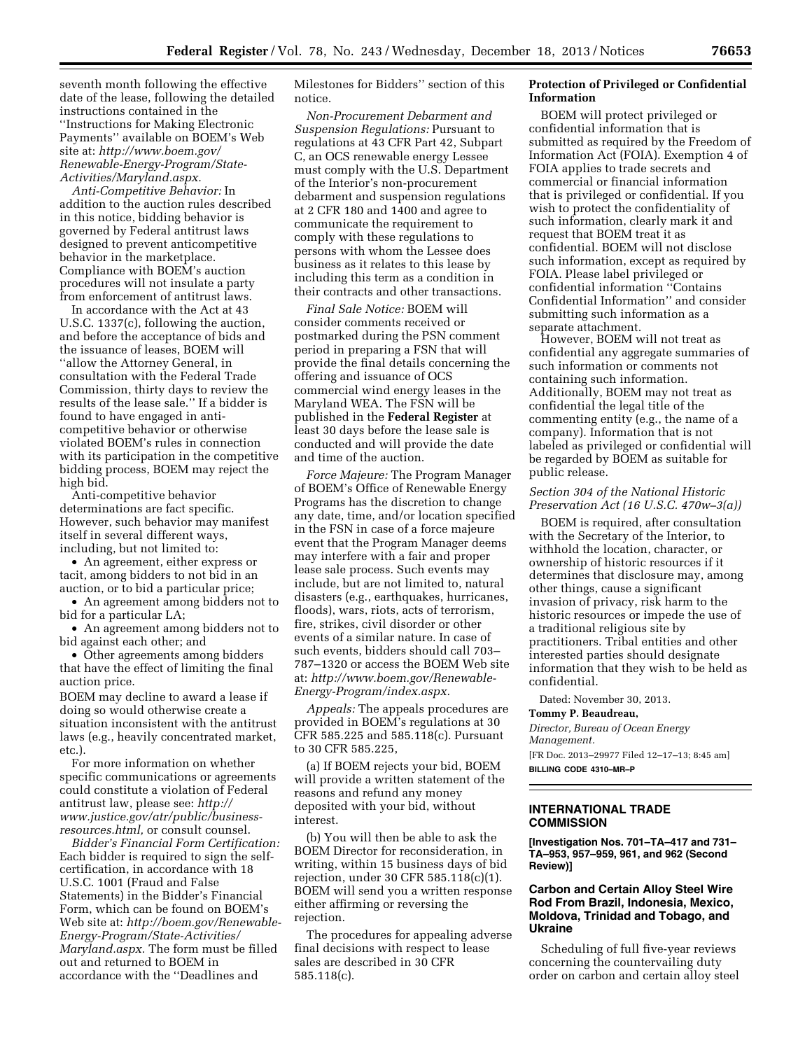seventh month following the effective date of the lease, following the detailed instructions contained in the ''Instructions for Making Electronic Payments'' available on BOEM's Web site at: *http://www.boem.gov/Renewable-Energy-Program/State-Activities/Maryland.aspx.*

*Anti-Competitive Behavior:* In addition to the auction rules described in this notice, bidding behavior is governed by Federal antitrust laws designed to prevent anticompetitive behavior in the marketplace. Compliance with BOEM's auction procedures will not insulate a party from enforcement of antitrust laws.

In accordance with the Act at 43 U.S.C. 1337(c), following the auction, and before the acceptance of bids and the issuance of leases, BOEM will ''allow the Attorney General, in consultation with the Federal Trade Commission, thirty days to review the results of the lease sale.'' If a bidder is found to have engaged in anti-competitive behavior or otherwise violated BOEM's rules in connection with its participation in the competitive bidding process, BOEM may reject the high bid.

Anti-competitive behavior determinations are fact specific. However, such behavior may manifest itself in several different ways, including, but not limited to:

- An agreement, either express or tacit, among bidders to not bid in an auction, or to bid a particular price;
- An agreement among bidders not to bid for a particular LA;
- An agreement among bidders not to bid against each other; and
- Other agreements among bidders that have the effect of limiting the final auction price.

BOEM may decline to award a lease if doing so would otherwise create a situation inconsistent with the antitrust laws (e.g., heavily concentrated market, etc.).

For more information on whether specific communications or agreements could constitute a violation of Federal antitrust law, please see: *http://www.justice.gov/atr/public/business-resources.html,* or consult counsel.

*Bidder's Financial Form Certification:* Each bidder is required to sign the self-certification, in accordance with 18 U.S.C. 1001 (Fraud and False Statements) in the Bidder's Financial Form, which can be found on BOEM's Web site at: *http://boem.gov/Renewable-Energy-Program/State-Activities/Maryland.aspx.* The form must be filled out and returned to BOEM in accordance with the ''Deadlines and Milestones for Bidders'' section of this notice.

*Non-Procurement Debarment and Suspension Regulations:* Pursuant to regulations at 43 CFR Part 42, Subpart C, an OCS renewable energy Lessee must comply with the U.S. Department of the Interior's non-procurement debarment and suspension regulations at 2 CFR 180 and 1400 and agree to communicate the requirement to comply with these regulations to persons with whom the Lessee does business as it relates to this lease by including this term as a condition in their contracts and other transactions.

*Final Sale Notice:* BOEM will consider comments received or postmarked during the PSN comment period in preparing a FSN that will provide the final details concerning the offering and issuance of OCS commercial wind energy leases in the Maryland WEA. The FSN will be published in the **Federal Register** at least 30 days before the lease sale is conducted and will provide the date and time of the auction.

*Force Majeure:* The Program Manager of BOEM's Office of Renewable Energy Programs has the discretion to change any date, time, and/or location specified in the FSN in case of a force majeure event that the Program Manager deems may interfere with a fair and proper lease sale process. Such events may include, but are not limited to, natural disasters (e.g., earthquakes, hurricanes, floods), wars, riots, acts of terrorism, fire, strikes, civil disorder or other events of a similar nature. In case of such events, bidders should call 703–787–1320 or access the BOEM Web site at: *http://www.boem.gov/Renewable-Energy-Program/index.aspx.*

*Appeals:* The appeals procedures are provided in BOEM's regulations at 30 CFR 585.225 and 585.118(c). Pursuant to 30 CFR 585.225,

(a) If BOEM rejects your bid, BOEM will provide a written statement of the reasons and refund any money deposited with your bid, without interest.

(b) You will then be able to ask the BOEM Director for reconsideration, in writing, within 15 business days of bid rejection, under 30 CFR 585.118(c)(1). BOEM will send you a written response either affirming or reversing the rejection.

The procedures for appealing adverse final decisions with respect to lease sales are described in 30 CFR 585.118(c).

**Protection of Privileged or Confidential Information**

BOEM will protect privileged or confidential information that is submitted as required by the Freedom of Information Act (FOIA). Exemption 4 of FOIA applies to trade secrets and commercial or financial information that is privileged or confidential. If you wish to protect the confidentiality of such information, clearly mark it and request that BOEM treat it as confidential. BOEM will not disclose such information, except as required by FOIA. Please label privileged or confidential information ''Contains Confidential Information'' and consider submitting such information as a separate attachment.

However, BOEM will not treat as confidential any aggregate summaries of such information or comments not containing such information. Additionally, BOEM may not treat as confidential the legal title of the commenting entity (e.g., the name of a company). Information that is not labeled as privileged or confidential will be regarded by BOEM as suitable for public release.

*Section 304 of the National Historic Preservation Act (16 U.S.C. 470w–3(a))*

BOEM is required, after consultation with the Secretary of the Interior, to withhold the location, character, or ownership of historic resources if it determines that disclosure may, among other things, cause a significant invasion of privacy, risk harm to the historic resources or impede the use of a traditional religious site by practitioners. Tribal entities and other interested parties should designate information that they wish to be held as confidential.

Dated: November 30, 2013.

**Tommy P. Beaudreau,**

*Director, Bureau of Ocean Energy Management.*

[FR Doc. 2013–29977 Filed 12–17–13; 8:45 am]

**BILLING CODE 4310–MR–P**

## INTERNATIONAL TRADE COMMISSION

**[Investigation Nos. 701–TA–417 and 731–TA–953, 957–959, 961, and 962 (Second Review)]**

### Carbon and Certain Alloy Steel Wire Rod From Brazil, Indonesia, Mexico, Moldova, Trinidad and Tobago, and Ukraine

Scheduling of full five-year reviews concerning the countervailing duty order on carbon and certain alloy steel